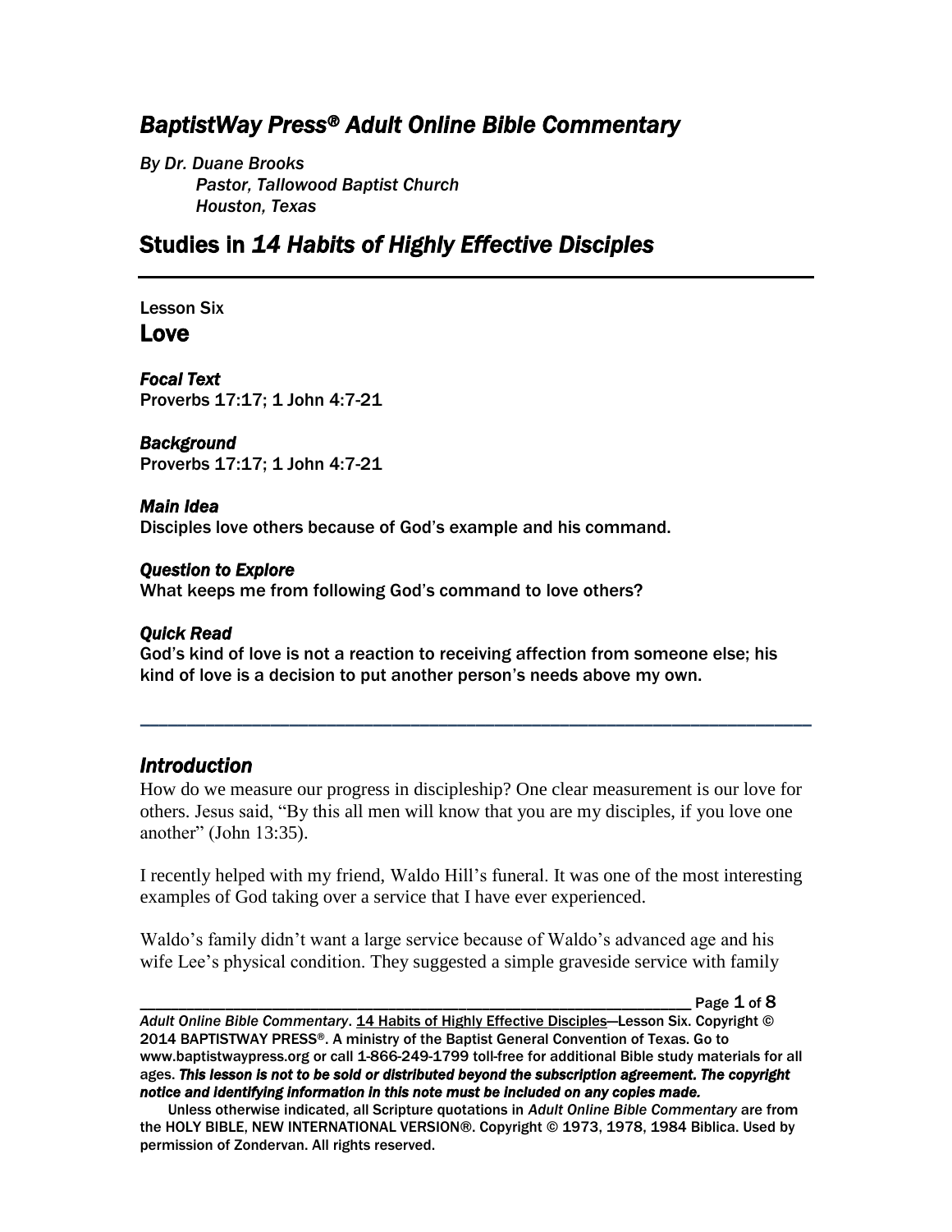# *BaptistWay Press® Adult Online Bible Commentary*

*By Dr. Duane Brooks*
*Pastor, Tallowood Baptist Church*
*Houston, Texas*

## Studies in *14 Habits of Highly Effective Disciples*

---

Lesson Six

## Love

***Focal Text***
Proverbs 17:17; 1 John 4:7-21

***Background***
Proverbs 17:17; 1 John 4:7-21

***Main Idea***
Disciples love others because of God's example and his command.

***Question to Explore***
What keeps me from following God's command to love others?

***Quick Read***
God's kind of love is not a reaction to receiving affection from someone else; his kind of love is a decision to put another person's needs above my own.

---

### *Introduction*

How do we measure our progress in discipleship? One clear measurement is our love for others. Jesus said, "By this all men will know that you are my disciples, if you love one another" (John 13:35).

I recently helped with my friend, Waldo Hill's funeral. It was one of the most interesting examples of God taking over a service that I have ever experienced.

Waldo's family didn't want a large service because of Waldo's advanced age and his wife Lee's physical condition. They suggested a simple graveside service with family

*Adult Online Bible Commentary*. 14 Habits of Highly Effective Disciples—Lesson Six. Copyright © 2014 BAPTISTWAY PRESS®. A ministry of the Baptist General Convention of Texas. Go to www.baptistwaypress.org or call 1-866-249-1799 toll-free for additional Bible study materials for all ages. ***This lesson is not to be sold or distributed beyond the subscription agreement. The copyright notice and identifying information in this note must be included on any copies made.***

Unless otherwise indicated, all Scripture quotations in *Adult Online Bible Commentary* are from the HOLY BIBLE, NEW INTERNATIONAL VERSION®. Copyright © 1973, 1978, 1984 Biblica. Used by permission of Zondervan. All rights reserved.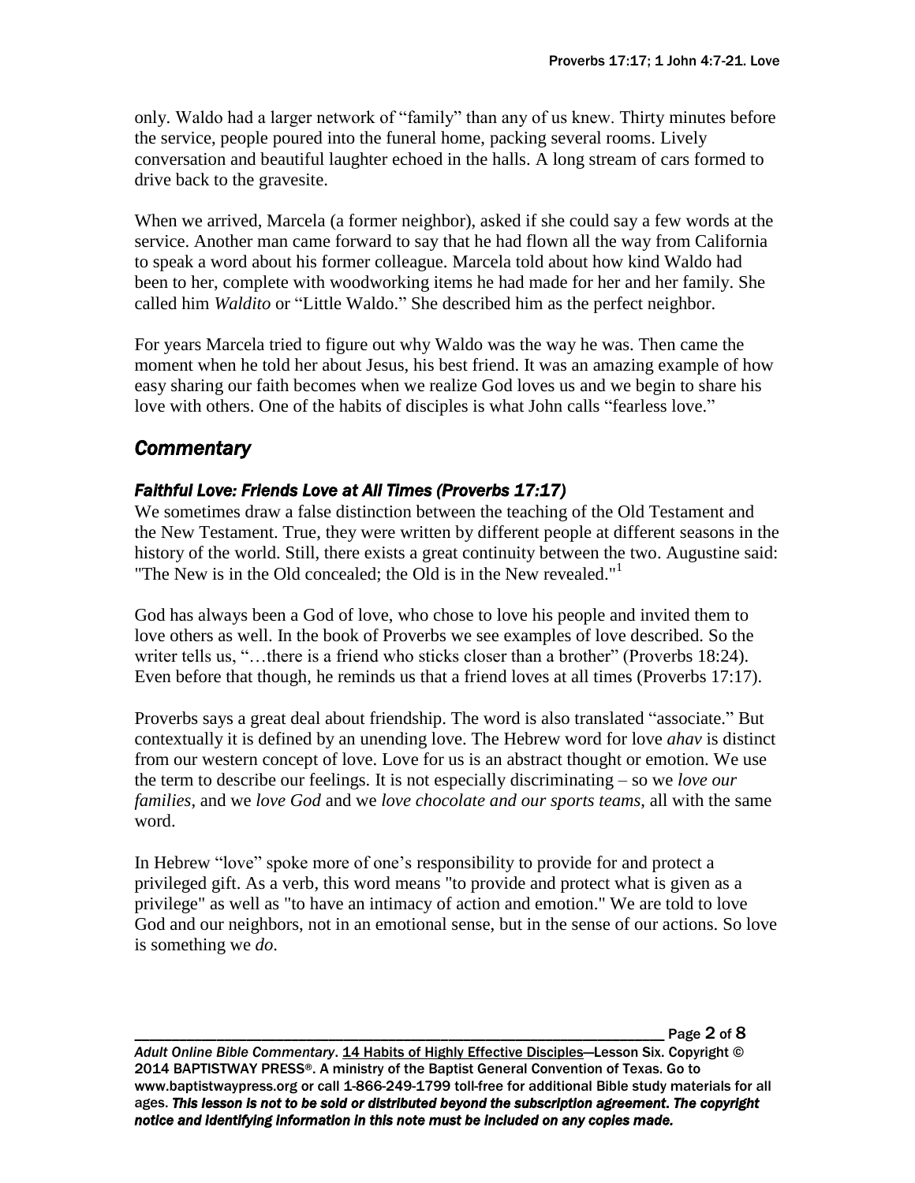only. Waldo had a larger network of "family" than any of us knew. Thirty minutes before the service, people poured into the funeral home, packing several rooms. Lively conversation and beautiful laughter echoed in the halls. A long stream of cars formed to drive back to the gravesite.

When we arrived, Marcela (a former neighbor), asked if she could say a few words at the service. Another man came forward to say that he had flown all the way from California to speak a word about his former colleague. Marcela told about how kind Waldo had been to her, complete with woodworking items he had made for her and her family. She called him *Waldito* or "Little Waldo." She described him as the perfect neighbor.

For years Marcela tried to figure out why Waldo was the way he was. Then came the moment when he told her about Jesus, his best friend. It was an amazing example of how easy sharing our faith becomes when we realize God loves us and we begin to share his love with others. One of the habits of disciples is what John calls "fearless love."

## *Commentary*

### *Faithful Love: Friends Love at All Times (Proverbs 17:17)*

We sometimes draw a false distinction between the teaching of the Old Testament and the New Testament. True, they were written by different people at different seasons in the history of the world. Still, there exists a great continuity between the two. Augustine said: "The New is in the Old concealed; the Old is in the New revealed."[1]

God has always been a God of love, who chose to love his people and invited them to love others as well. In the book of Proverbs we see examples of love described. So the writer tells us, "…there is a friend who sticks closer than a brother" (Proverbs 18:24). Even before that though, he reminds us that a friend loves at all times (Proverbs 17:17).

Proverbs says a great deal about friendship. The word is also translated "associate." But contextually it is defined by an unending love. The Hebrew word for love *ahav* is distinct from our western concept of love. Love for us is an abstract thought or emotion. We use the term to describe our feelings. It is not especially discriminating – so we *love our families*, and we *love God* and we *love chocolate and our sports teams*, all with the same word.

In Hebrew "love" spoke more of one's responsibility to provide for and protect a privileged gift. As a verb, this word means "to provide and protect what is given as a privilege" as well as "to have an intimacy of action and emotion." We are told to love God and our neighbors, not in an emotional sense, but in the sense of our actions. So love is something we *do*.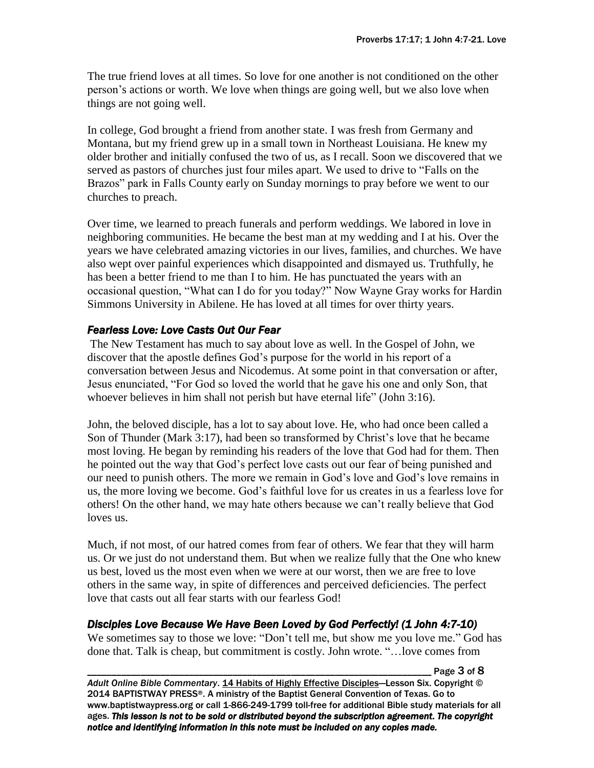The true friend loves at all times. So love for one another is not conditioned on the other person's actions or worth. We love when things are going well, but we also love when things are not going well.

In college, God brought a friend from another state. I was fresh from Germany and Montana, but my friend grew up in a small town in Northeast Louisiana. He knew my older brother and initially confused the two of us, as I recall. Soon we discovered that we served as pastors of churches just four miles apart. We used to drive to "Falls on the Brazos" park in Falls County early on Sunday mornings to pray before we went to our churches to preach.

Over time, we learned to preach funerals and perform weddings. We labored in love in neighboring communities. He became the best man at my wedding and I at his. Over the years we have celebrated amazing victories in our lives, families, and churches. We have also wept over painful experiences which disappointed and dismayed us. Truthfully, he has been a better friend to me than I to him. He has punctuated the years with an occasional question, "What can I do for you today?" Now Wayne Gray works for Hardin Simmons University in Abilene. He has loved at all times for over thirty years.

### *Fearless Love: Love Casts Out Our Fear*

The New Testament has much to say about love as well. In the Gospel of John, we discover that the apostle defines God's purpose for the world in his report of a conversation between Jesus and Nicodemus. At some point in that conversation or after, Jesus enunciated, "For God so loved the world that he gave his one and only Son, that whoever believes in him shall not perish but have eternal life" (John 3:16).

John, the beloved disciple, has a lot to say about love. He, who had once been called a Son of Thunder (Mark 3:17), had been so transformed by Christ's love that he became most loving. He began by reminding his readers of the love that God had for them. Then he pointed out the way that God's perfect love casts out our fear of being punished and our need to punish others. The more we remain in God's love and God's love remains in us, the more loving we become. God's faithful love for us creates in us a fearless love for others! On the other hand, we may hate others because we can't really believe that God loves us.

Much, if not most, of our hatred comes from fear of others. We fear that they will harm us. Or we just do not understand them. But when we realize fully that the One who knew us best, loved us the most even when we were at our worst, then we are free to love others in the same way, in spite of differences and perceived deficiencies. The perfect love that casts out all fear starts with our fearless God!

### *Disciples Love Because We Have Been Loved by God Perfectly! (1 John 4:7-10)*

We sometimes say to those we love: "Don't tell me, but show me you love me." God has done that. Talk is cheap, but commitment is costly. John wrote. "…love comes from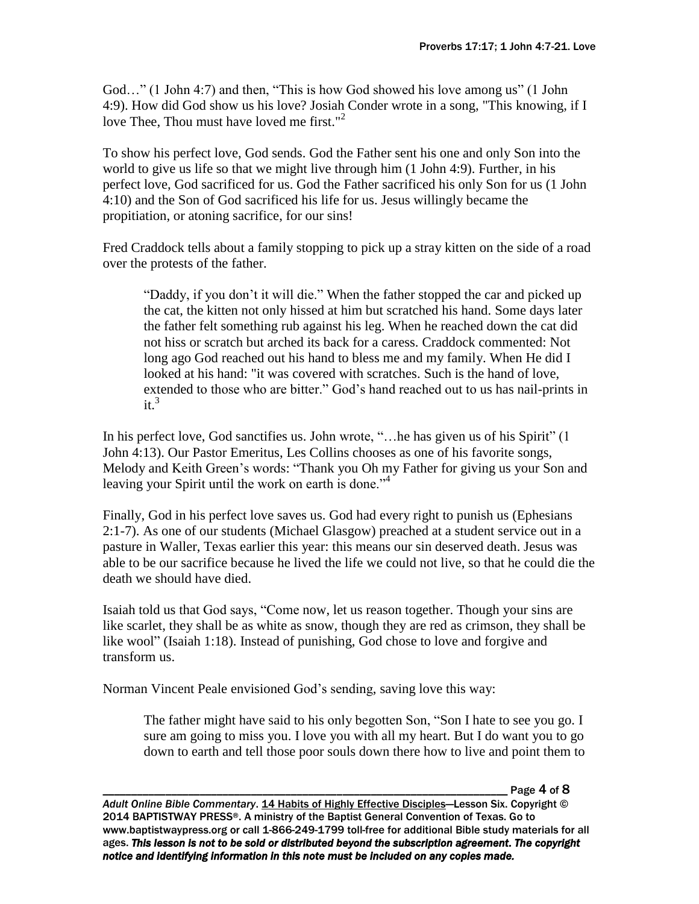God…" (1 John 4:7) and then, "This is how God showed his love among us" (1 John 4:9). How did God show us his love? Josiah Conder wrote in a song, "This knowing, if I love Thee, Thou must have loved me first."[2]

To show his perfect love, God sends. God the Father sent his one and only Son into the world to give us life so that we might live through him (1 John 4:9). Further, in his perfect love, God sacrificed for us. God the Father sacrificed his only Son for us (1 John 4:10) and the Son of God sacrificed his life for us. Jesus willingly became the propitiation, or atoning sacrifice, for our sins!

Fred Craddock tells about a family stopping to pick up a stray kitten on the side of a road over the protests of the father.

> "Daddy, if you don't it will die." When the father stopped the car and picked up the cat, the kitten not only hissed at him but scratched his hand. Some days later the father felt something rub against his leg. When he reached down the cat did not hiss or scratch but arched its back for a caress. Craddock commented: Not long ago God reached out his hand to bless me and my family. When He did I looked at his hand: "it was covered with scratches. Such is the hand of love, extended to those who are bitter." God's hand reached out to us has nail-prints in it.[3]

In his perfect love, God sanctifies us. John wrote, "…he has given us of his Spirit" (1 John 4:13). Our Pastor Emeritus, Les Collins chooses as one of his favorite songs, Melody and Keith Green's words: "Thank you Oh my Father for giving us your Son and leaving your Spirit until the work on earth is done."[4]

Finally, God in his perfect love saves us. God had every right to punish us (Ephesians 2:1-7). As one of our students (Michael Glasgow) preached at a student service out in a pasture in Waller, Texas earlier this year: this means our sin deserved death. Jesus was able to be our sacrifice because he lived the life we could not live, so that he could die the death we should have died.

Isaiah told us that God says, "Come now, let us reason together. Though your sins are like scarlet, they shall be as white as snow, though they are red as crimson, they shall be like wool" (Isaiah 1:18). Instead of punishing, God chose to love and forgive and transform us.

Norman Vincent Peale envisioned God's sending, saving love this way:

> The father might have said to his only begotten Son, "Son I hate to see you go. I sure am going to miss you. I love you with all my heart. But I do want you to go down to earth and tell those poor souls down there how to live and point them to

*Adult Online Bible Commentary*. 14 Habits of Highly Effective Disciples—Lesson Six. Copyright © 2014 BAPTISTWAY PRESS®. A ministry of the Baptist General Convention of Texas. Go to www.baptistwaypress.org or call 1-866-249-1799 toll-free for additional Bible study materials for all ages. ***This lesson is not to be sold or distributed beyond the subscription agreement. The copyright notice and identifying information in this note must be included on any copies made.***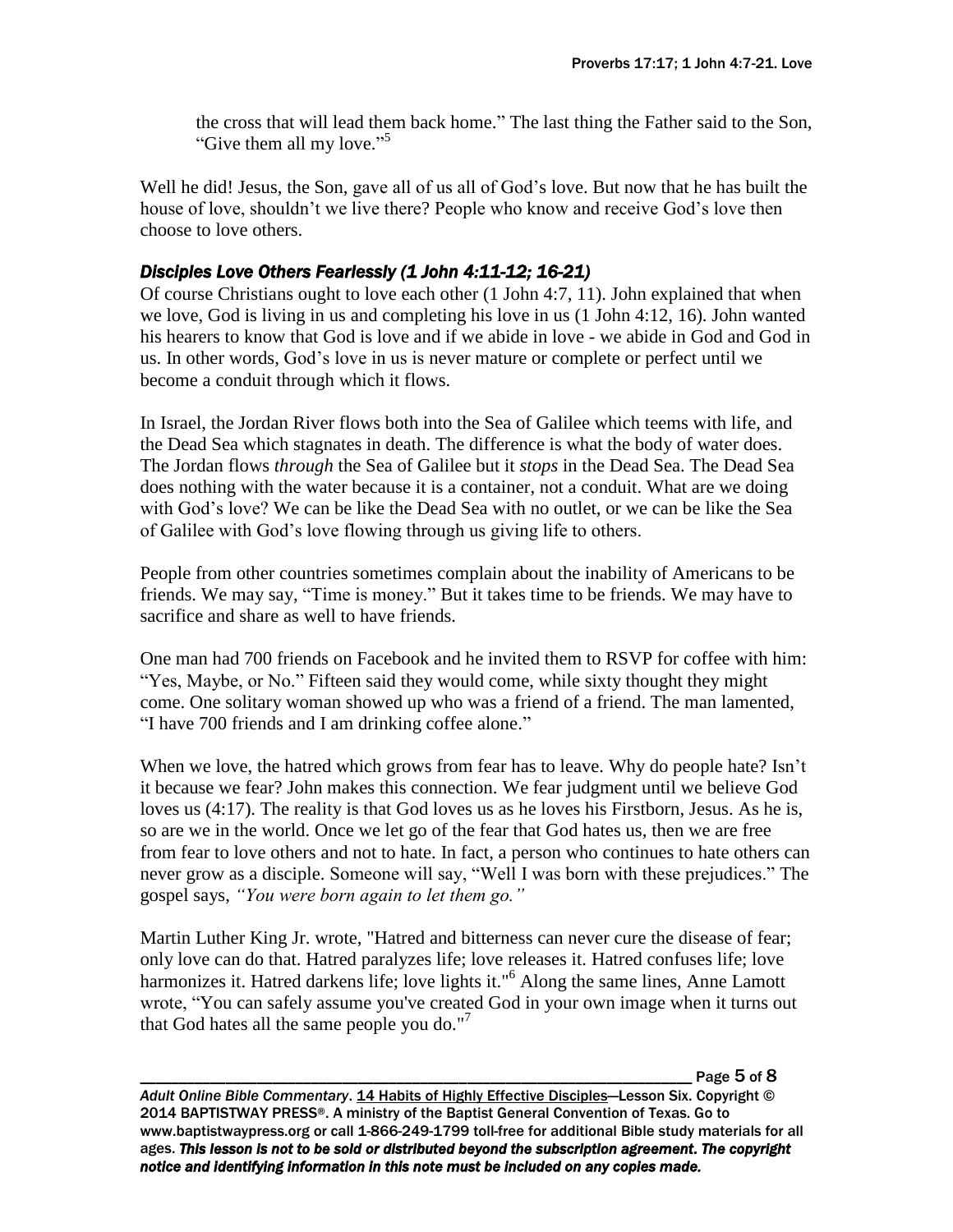the cross that will lead them back home." The last thing the Father said to the Son, "Give them all my love."[5]

Well he did! Jesus, the Son, gave all of us all of God's love. But now that he has built the house of love, shouldn't we live there? People who know and receive God's love then choose to love others.

### *Disciples Love Others Fearlessly (1 John 4:11-12; 16-21)*

Of course Christians ought to love each other (1 John 4:7, 11). John explained that when we love, God is living in us and completing his love in us (1 John 4:12, 16). John wanted his hearers to know that God is love and if we abide in love - we abide in God and God in us. In other words, God's love in us is never mature or complete or perfect until we become a conduit through which it flows.

In Israel, the Jordan River flows both into the Sea of Galilee which teems with life, and the Dead Sea which stagnates in death. The difference is what the body of water does. The Jordan flows *through* the Sea of Galilee but it *stops* in the Dead Sea. The Dead Sea does nothing with the water because it is a container, not a conduit. What are we doing with God's love? We can be like the Dead Sea with no outlet, or we can be like the Sea of Galilee with God's love flowing through us giving life to others.

People from other countries sometimes complain about the inability of Americans to be friends. We may say, "Time is money." But it takes time to be friends. We may have to sacrifice and share as well to have friends.

One man had 700 friends on Facebook and he invited them to RSVP for coffee with him: "Yes, Maybe, or No." Fifteen said they would come, while sixty thought they might come. One solitary woman showed up who was a friend of a friend. The man lamented, "I have 700 friends and I am drinking coffee alone."

When we love, the hatred which grows from fear has to leave. Why do people hate? Isn't it because we fear? John makes this connection. We fear judgment until we believe God loves us (4:17). The reality is that God loves us as he loves his Firstborn, Jesus. As he is, so are we in the world. Once we let go of the fear that God hates us, then we are free from fear to love others and not to hate. In fact, a person who continues to hate others can never grow as a disciple. Someone will say, "Well I was born with these prejudices." The gospel says, *"You were born again to let them go."*

Martin Luther King Jr. wrote, "Hatred and bitterness can never cure the disease of fear; only love can do that. Hatred paralyzes life; love releases it. Hatred confuses life; love harmonizes it. Hatred darkens life; love lights it."[6] Along the same lines, Anne Lamott wrote, "You can safely assume you've created God in your own image when it turns out that God hates all the same people you do."[7]

*Adult Online Bible Commentary*. 14 Habits of Highly Effective Disciples—Lesson Six. Copyright © 2014 BAPTISTWAY PRESS®. A ministry of the Baptist General Convention of Texas. Go to www.baptistwaypress.org or call 1-866-249-1799 toll-free for additional Bible study materials for all ages. ***This lesson is not to be sold or distributed beyond the subscription agreement. The copyright notice and identifying information in this note must be included on any copies made.***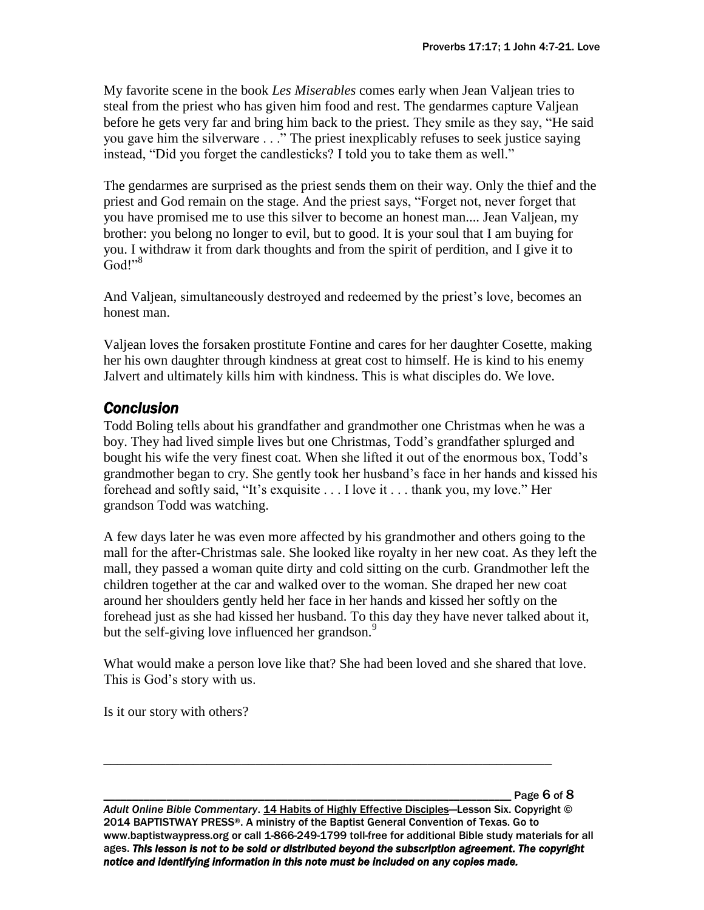My favorite scene in the book *Les Miserables* comes early when Jean Valjean tries to steal from the priest who has given him food and rest. The gendarmes capture Valjean before he gets very far and bring him back to the priest. They smile as they say, "He said you gave him the silverware . . ." The priest inexplicably refuses to seek justice saying instead, "Did you forget the candlesticks? I told you to take them as well."

The gendarmes are surprised as the priest sends them on their way. Only the thief and the priest and God remain on the stage. And the priest says, "Forget not, never forget that you have promised me to use this silver to become an honest man.... Jean Valjean, my brother: you belong no longer to evil, but to good. It is your soul that I am buying for you. I withdraw it from dark thoughts and from the spirit of perdition, and I give it to God!"[8]

And Valjean, simultaneously destroyed and redeemed by the priest's love, becomes an honest man.

Valjean loves the forsaken prostitute Fontine and cares for her daughter Cosette, making her his own daughter through kindness at great cost to himself. He is kind to his enemy Jalvert and ultimately kills him with kindness. This is what disciples do. We love.

## *Conclusion*

Todd Boling tells about his grandfather and grandmother one Christmas when he was a boy. They had lived simple lives but one Christmas, Todd's grandfather splurged and bought his wife the very finest coat. When she lifted it out of the enormous box, Todd's grandmother began to cry. She gently took her husband's face in her hands and kissed his forehead and softly said, "It's exquisite . . . I love it . . . thank you, my love." Her grandson Todd was watching.

A few days later he was even more affected by his grandmother and others going to the mall for the after-Christmas sale. She looked like royalty in her new coat. As they left the mall, they passed a woman quite dirty and cold sitting on the curb. Grandmother left the children together at the car and walked over to the woman. She draped her new coat around her shoulders gently held her face in her hands and kissed her softly on the forehead just as she had kissed her husband. To this day they have never talked about it, but the self-giving love influenced her grandson.[9]

What would make a person love like that? She had been loved and she shared that love. This is God's story with us.

Is it our story with others?

---

*Adult Online Bible Commentary*. 14 Habits of Highly Effective Disciples—Lesson Six. Copyright © 2014 BAPTISTWAY PRESS®. A ministry of the Baptist General Convention of Texas. Go to www.baptistwaypress.org or call 1-866-249-1799 toll-free for additional Bible study materials for all ages. ***This lesson is not to be sold or distributed beyond the subscription agreement. The copyright notice and identifying information in this note must be included on any copies made.***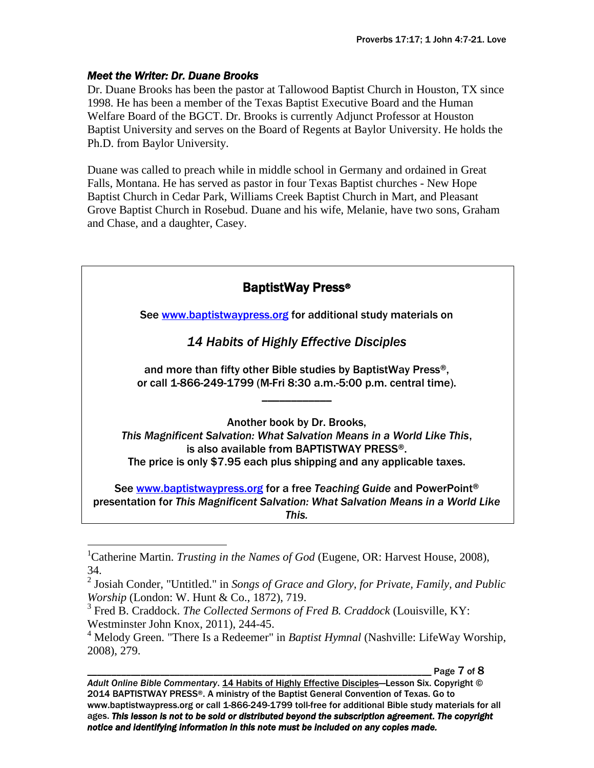### *Meet the Writer: Dr. Duane Brooks*

Dr. Duane Brooks has been the pastor at Tallowood Baptist Church in Houston, TX since 1998. He has been a member of the Texas Baptist Executive Board and the Human Welfare Board of the BGCT. Dr. Brooks is currently Adjunct Professor at Houston Baptist University and serves on the Board of Regents at Baylor University. He holds the Ph.D. from Baylor University.

Duane was called to preach while in middle school in Germany and ordained in Great Falls, Montana. He has served as pastor in four Texas Baptist churches - New Hope Baptist Church in Cedar Park, Williams Creek Baptist Church in Mart, and Pleasant Grove Baptist Church in Rosebud. Duane and his wife, Melanie, have two sons, Graham and Chase, and a daughter, Casey.

---

**BaptistWay Press®**

See [www.baptistwaypress.org](http://www.baptistwaypress.org) for additional study materials on

*14 Habits of Highly Effective Disciples*

and more than fifty other Bible studies by BaptistWay Press®, or call 1-866-249-1799 (M-Fri 8:30 a.m.-5:00 p.m. central time).

---

Another book by Dr. Brooks, *This Magnificent Salvation: What Salvation Means in a World Like This*, is also available from BAPTISTWAY PRESS®. The price is only $7.95 each plus shipping and any applicable taxes.

See [www.baptistwaypress.org](http://www.baptistwaypress.org) for a free *Teaching Guide* and PowerPoint® presentation for *This Magnificent Salvation: What Salvation Means in a World Like This.*

---

[1] Catherine Martin. *Trusting in the Names of God* (Eugene, OR: Harvest House, 2008), 34.

[2] Josiah Conder, "Untitled." in *Songs of Grace and Glory, for Private, Family, and Public Worship* (London: W. Hunt & Co., 1872), 719.

[3] Fred B. Craddock. *The Collected Sermons of Fred B. Craddock* (Louisville, KY: Westminster John Knox, 2011), 244-45.

[4] Melody Green. "There Is a Redeemer" in *Baptist Hymnal* (Nashville: LifeWay Worship, 2008), 279.

*Adult Online Bible Commentary*. 14 Habits of Highly Effective Disciples—Lesson Six. Copyright © 2014 BAPTISTWAY PRESS®. A ministry of the Baptist General Convention of Texas. Go to www.baptistwaypress.org or call 1-866-249-1799 toll-free for additional Bible study materials for all ages. ***This lesson is not to be sold or distributed beyond the subscription agreement. The copyright notice and identifying information in this note must be included on any copies made.***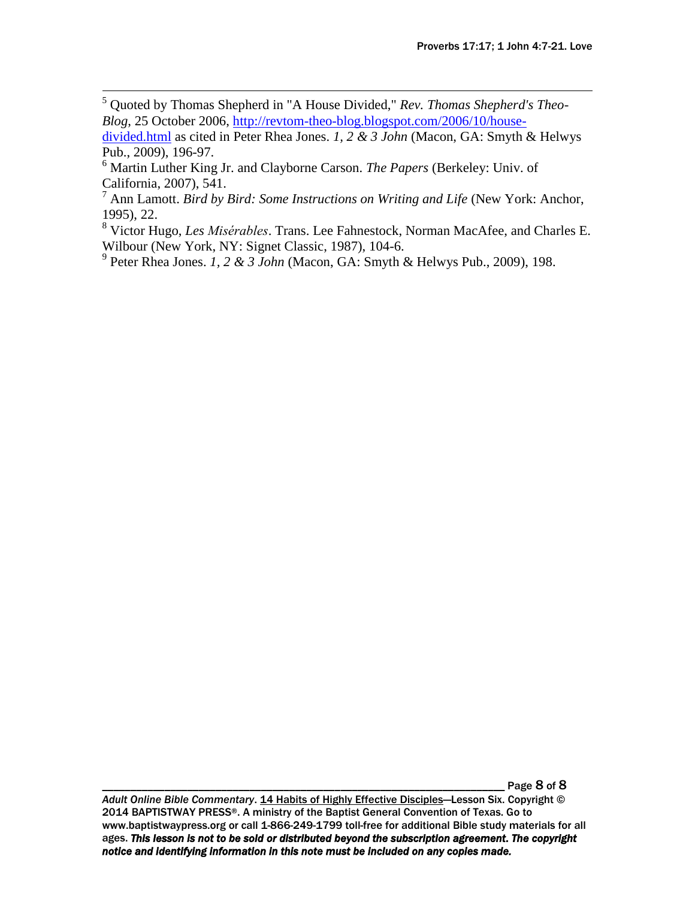[5] Quoted by Thomas Shepherd in "A House Divided," *Rev. Thomas Shepherd's Theo-Blog*, 25 October 2006, http://revtom-theo-blog.blogspot.com/2006/10/house-divided.html as cited in Peter Rhea Jones. *1, 2 & 3 John* (Macon, GA: Smyth & Helwys Pub., 2009), 196-97.

[6] Martin Luther King Jr. and Clayborne Carson. *The Papers* (Berkeley: Univ. of California, 2007), 541.

[7] Ann Lamott. *Bird by Bird: Some Instructions on Writing and Life* (New York: Anchor, 1995), 22.

[8] Victor Hugo, *Les Misérables*. Trans. Lee Fahnestock, Norman MacAfee, and Charles E. Wilbour (New York, NY: Signet Classic, 1987), 104-6.

[9] Peter Rhea Jones. *1, 2 & 3 John* (Macon, GA: Smyth & Helwys Pub., 2009), 198.

*Adult Online Bible Commentary*. 14 Habits of Highly Effective Disciples—Lesson Six. Copyright © 2014 BAPTISTWAY PRESS®. A ministry of the Baptist General Convention of Texas. Go to www.baptistwaypress.org or call 1-866-249-1799 toll-free for additional Bible study materials for all ages. ***This lesson is not to be sold or distributed beyond the subscription agreement. The copyright notice and identifying information in this note must be included on any copies made.***